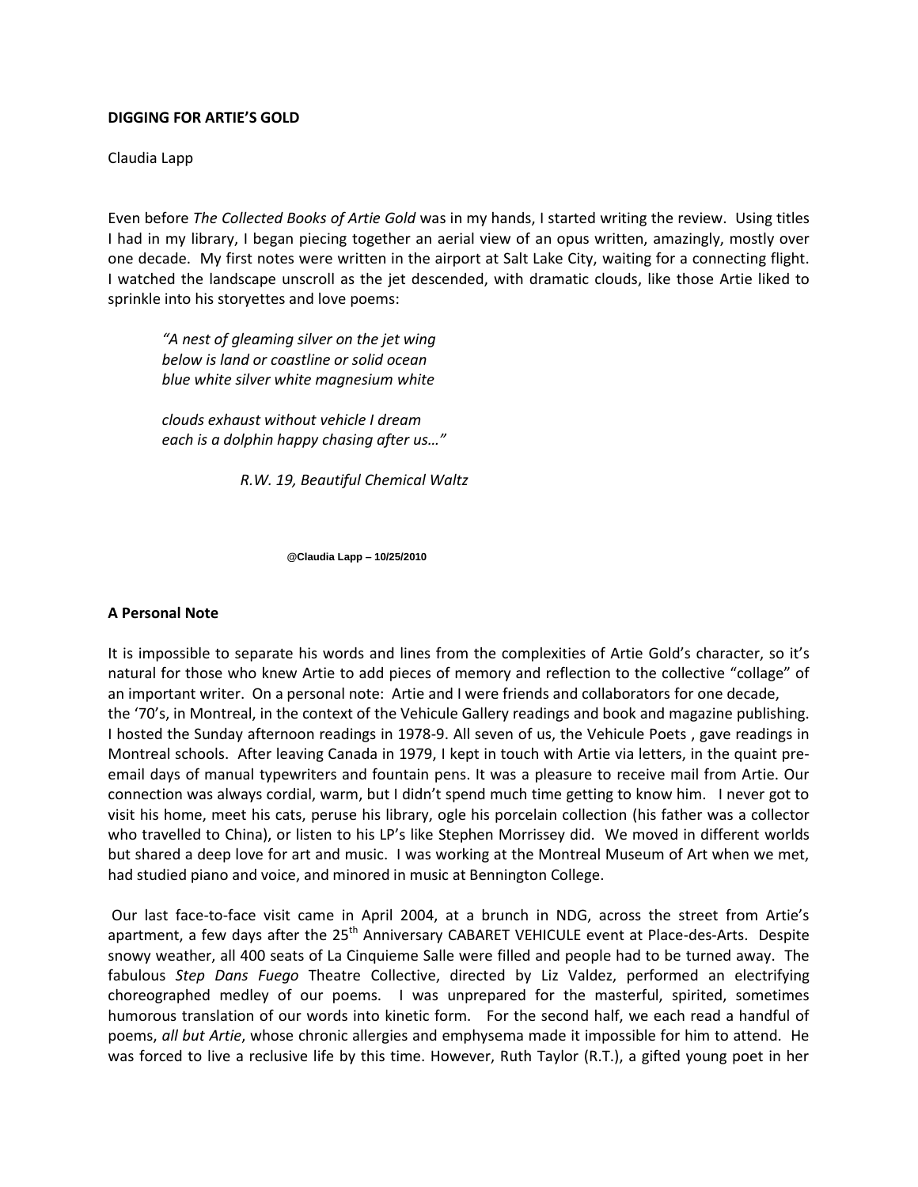**DIGGING FOR ARTIE'S GOLD**

Claudia Lapp

Even before *The Collected Books of Artie Gold* was in my hands, I started writing the review. Using titles I had in my library, I began piecing together an aerial view of an opus written, amazingly, mostly over one decade. My first notes were written in the airport at Salt Lake City, waiting for a connecting flight. I watched the landscape unscroll as the jet descended, with dramatic clouds, like those Artie liked to sprinkle into his storyettes and love poems:

> *"A nest of gleaming silver on the jet wing*
> *below is land or coastline or solid ocean*
> *blue white silver white magnesium white*
>
> *clouds exhaust without vehicle I dream*
> *each is a dolphin happy chasing after us…"*
>
> *R.W. 19, Beautiful Chemical Waltz*

@Claudia Lapp – 10/25/2010

**A Personal Note**

It is impossible to separate his words and lines from the complexities of Artie Gold's character, so it's natural for those who knew Artie to add pieces of memory and reflection to the collective "collage" of an important writer. On a personal note: Artie and I were friends and collaborators for one decade, the '70's, in Montreal, in the context of the Vehicule Gallery readings and book and magazine publishing. I hosted the Sunday afternoon readings in 1978-9. All seven of us, the Vehicule Poets , gave readings in Montreal schools. After leaving Canada in 1979, I kept in touch with Artie via letters, in the quaint pre-email days of manual typewriters and fountain pens. It was a pleasure to receive mail from Artie. Our connection was always cordial, warm, but I didn't spend much time getting to know him. I never got to visit his home, meet his cats, peruse his library, ogle his porcelain collection (his father was a collector who travelled to China), or listen to his LP's like Stephen Morrissey did. We moved in different worlds but shared a deep love for art and music. I was working at the Montreal Museum of Art when we met, had studied piano and voice, and minored in music at Bennington College.

Our last face-to-face visit came in April 2004, at a brunch in NDG, across the street from Artie's apartment, a few days after the 25th Anniversary CABARET VEHICULE event at Place-des-Arts. Despite snowy weather, all 400 seats of La Cinquieme Salle were filled and people had to be turned away. The fabulous *Step Dans Fuego* Theatre Collective, directed by Liz Valdez, performed an electrifying choreographed medley of our poems. I was unprepared for the masterful, spirited, sometimes humorous translation of our words into kinetic form. For the second half, we each read a handful of poems, *all but Artie*, whose chronic allergies and emphysema made it impossible for him to attend. He was forced to live a reclusive life by this time. However, Ruth Taylor (R.T.), a gifted young poet in her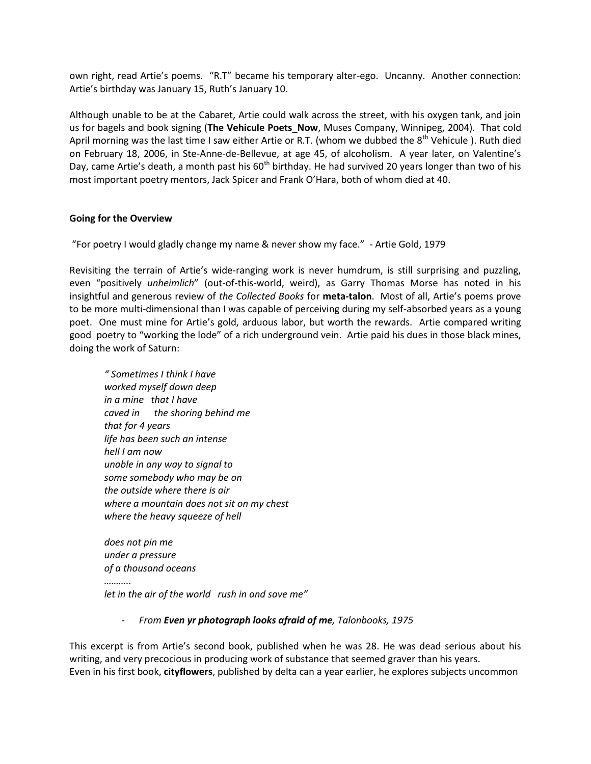own right, read Artie's poems. "R.T" became his temporary alter-ego. Uncanny. Another connection: Artie's birthday was January 15, Ruth's January 10.

Although unable to be at the Cabaret, Artie could walk across the street, with his oxygen tank, and join us for bagels and book signing (**The Vehicule Poets_Now**, Muses Company, Winnipeg, 2004). That cold April morning was the last time I saw either Artie or R.T. (whom we dubbed the 8th Vehicule ). Ruth died on February 18, 2006, in Ste-Anne-de-Bellevue, at age 45, of alcoholism. A year later, on Valentine's Day, came Artie's death, a month past his 60th birthday. He had survived 20 years longer than two of his most important poetry mentors, Jack Spicer and Frank O'Hara, both of whom died at 40.

**Going for the Overview**

"For poetry I would gladly change my name & never show my face." - Artie Gold, 1979

Revisiting the terrain of Artie's wide-ranging work is never humdrum, is still surprising and puzzling, even "positively *unheimlich*" (out-of-this-world, weird), as Garry Thomas Morse has noted in his insightful and generous review of *the Collected Books* for **meta-talon**. Most of all, Artie's poems prove to be more multi-dimensional than I was capable of perceiving during my self-absorbed years as a young poet. One must mine for Artie's gold, arduous labor, but worth the rewards. Artie compared writing good poetry to "working the lode" of a rich underground vein. Artie paid his dues in those black mines, doing the work of Saturn:

> *" Sometimes I think I have*
> *worked myself down deep*
> *in a mine that I have*
> *caved in the shoring behind me*
> *that for 4 years*
> *life has been such an intense*
> *hell I am now*
> *unable in any way to signal to*
> *some somebody who may be on*
> *the outside where there is air*
> *where a mountain does not sit on my chest*
> *where the heavy squeeze of hell*
>
> *does not pin me*
> *under a pressure*
> *of a thousand oceans*
> *………..*
> *let in the air of the world rush in and save me"*
>
> - *From **Even yr photograph looks afraid of me**, Talonbooks, 1975*

This excerpt is from Artie's second book, published when he was 28. He was dead serious about his writing, and very precocious in producing work of substance that seemed graver than his years.
Even in his first book, **cityflowers**, published by delta can a year earlier, he explores subjects uncommon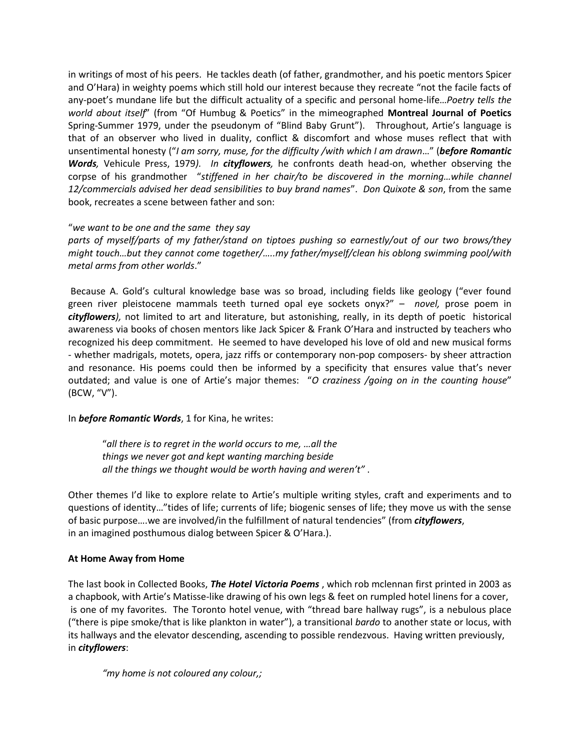in writings of most of his peers. He tackles death (of father, grandmother, and his poetic mentors Spicer and O'Hara) in weighty poems which still hold our interest because they recreate "not the facile facts of any-poet's mundane life but the difficult actuality of a specific and personal home-life…*Poetry tells the world about itself*" (from "Of Humbug & Poetics" in the mimeographed **Montreal Journal of Poetics** Spring-Summer 1979, under the pseudonym of "Blind Baby Grunt"). Throughout, Artie's language is that of an observer who lived in duality, conflict & discomfort and whose muses reflect that with unsentimental honesty ("*I am sorry, muse, for the difficulty /with which I am drawn*…" (***before Romantic Words,*** Vehicule Press, 1979*). In **cityflowers**,* he confronts death head-on, whether observing the corpse of his grandmother "*stiffened in her chair/to be discovered in the morning…while channel 12/commercials advised her dead sensibilities to buy brand names*". *Don Quixote & son*, from the same book, recreates a scene between father and son:

"*we want to be one and the same they say parts of myself/parts of my father/stand on tiptoes pushing so earnestly/out of our two brows/they might touch…but they cannot come together/…..my father/myself/clean his oblong swimming pool/with metal arms from other worlds*."

Because A. Gold's cultural knowledge base was so broad, including fields like geology ("ever found green river pleistocene mammals teeth turned opal eye sockets onyx?" – *novel,* prose poem in ***cityflowers****),* not limited to art and literature, but astonishing, really, in its depth of poetic historical awareness via books of chosen mentors like Jack Spicer & Frank O'Hara and instructed by teachers who recognized his deep commitment. He seemed to have developed his love of old and new musical forms - whether madrigals, motets, opera, jazz riffs or contemporary non-pop composers- by sheer attraction and resonance. His poems could then be informed by a specificity that ensures value that's never outdated; and value is one of Artie's major themes: "*O craziness /going on in the counting house*" (BCW, "V").

In ***before Romantic Words***, 1 for Kina, he writes:

> "*all there is to regret in the world occurs to me, …all the*
> *things we never got and kept wanting marching beside*
> *all the things we thought would be worth having and weren't"* .

Other themes I'd like to explore relate to Artie's multiple writing styles, craft and experiments and to questions of identity…"tides of life; currents of life; biogenic senses of life; they move us with the sense of basic purpose….we are involved/in the fulfillment of natural tendencies" (from ***cityflowers***, in an imagined posthumous dialog between Spicer & O'Hara.).

**At Home Away from Home**

The last book in Collected Books, ***The Hotel Victoria Poems*** , which rob mclennan first printed in 2003 as a chapbook, with Artie's Matisse-like drawing of his own legs & feet on rumpled hotel linens for a cover, is one of my favorites. The Toronto hotel venue, with "thread bare hallway rugs", is a nebulous place ("there is pipe smoke/that is like plankton in water"), a transitional *bardo* to another state or locus, with its hallways and the elevator descending, ascending to possible rendezvous. Having written previously, in ***cityflowers***:

> *"my home is not coloured any colour,;*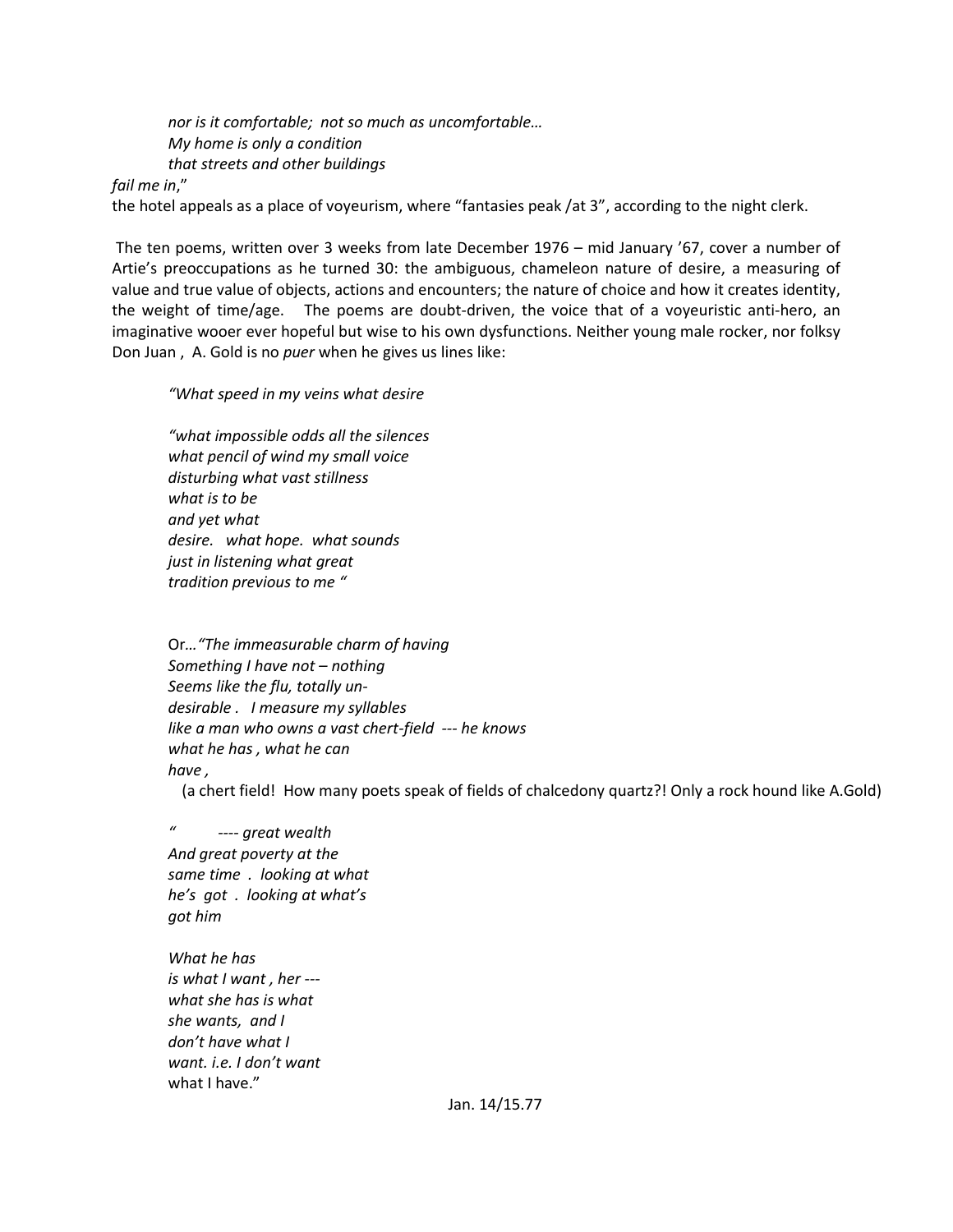*nor is it comfortable; not so much as uncomfortable…*
*My home is only a condition*
*that streets and other buildings*
*fail me in*,"

the hotel appeals as a place of voyeurism, where "fantasies peak /at 3", according to the night clerk.

The ten poems, written over 3 weeks from late December 1976 – mid January '67, cover a number of Artie's preoccupations as he turned 30: the ambiguous, chameleon nature of desire, a measuring of value and true value of objects, actions and encounters; the nature of choice and how it creates identity, the weight of time/age. The poems are doubt-driven, the voice that of a voyeuristic anti-hero, an imaginative wooer ever hopeful but wise to his own dysfunctions. Neither young male rocker, nor folksy Don Juan , A. Gold is no *puer* when he gives us lines like:

*"What speed in my veins what desire*

*"what impossible odds all the silences*
*what pencil of wind my small voice*
*disturbing what vast stillness*
*what is to be*
*and yet what*
*desire. what hope. what sounds*
*just in listening what great*
*tradition previous to me "*

Or…*"The immeasurable charm of having*
*Something I have not – nothing*
*Seems like the flu, totally un-*
*desirable . I measure my syllables*
*like a man who owns a vast chert-field --- he knows*
*what he has , what he can*
*have ,*

(a chert field! How many poets speak of fields of chalcedony quartz?! Only a rock hound like A.Gold)

*" ---- great wealth*
*And great poverty at the*
*same time . looking at what*
*he's got . looking at what's*
*got him*

*What he has*
*is what I want , her ---*
*what she has is what*
*she wants, and I*
*don't have what I*
*want. i.e. I don't want*
what I have."

Jan. 14/15.77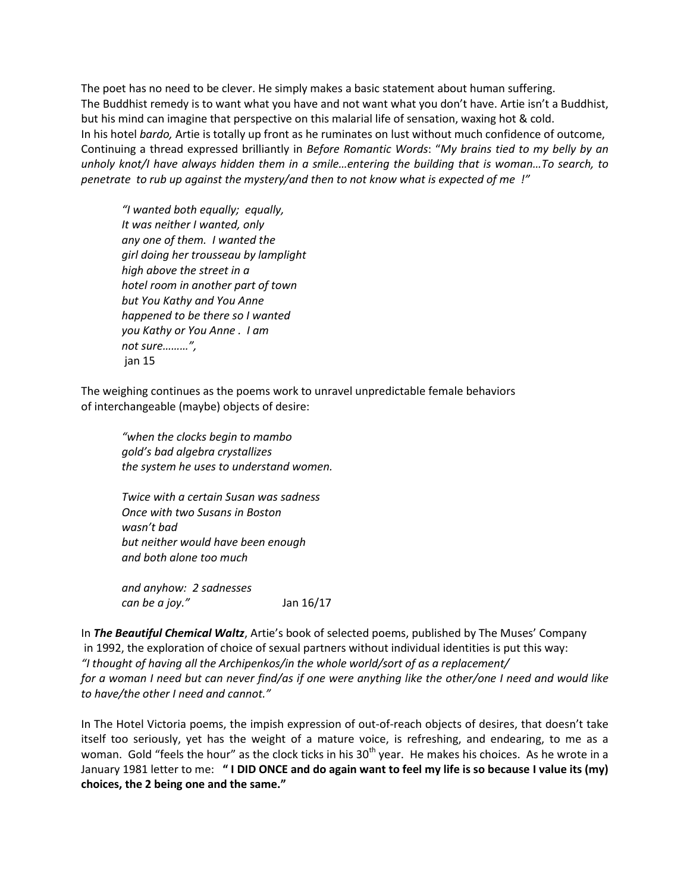The poet has no need to be clever. He simply makes a basic statement about human suffering.
The Buddhist remedy is to want what you have and not want what you don't have. Artie isn't a Buddhist, but his mind can imagine that perspective on this malarial life of sensation, waxing hot & cold.
In his hotel *bardo,* Artie is totally up front as he ruminates on lust without much confidence of outcome, Continuing a thread expressed brilliantly in *Before Romantic Words*: "*My brains tied to my belly by an unholy knot/I have always hidden them in a smile…entering the building that is woman…To search, to penetrate to rub up against the mystery/and then to not know what is expected of me !"*

> *"I wanted both equally; equally,*
> *It was neither I wanted, only*
> *any one of them. I wanted the*
> *girl doing her trousseau by lamplight*
> *high above the street in a*
> *hotel room in another part of town*
> *but You Kathy and You Anne*
> *happened to be there so I wanted*
> *you Kathy or You Anne . I am*
> *not sure………",*
> jan 15

The weighing continues as the poems work to unravel unpredictable female behaviors
of interchangeable (maybe) objects of desire:

> *"when the clocks begin to mambo*
> *gold's bad algebra crystallizes*
> *the system he uses to understand women.*
>
> *Twice with a certain Susan was sadness*
> *Once with two Susans in Boston*
> *wasn't bad*
> *but neither would have been enough*
> *and both alone too much*
>
> *and anyhow: 2 sadnesses*
> *can be a joy."* Jan 16/17

In ***The Beautiful Chemical Waltz***, Artie's book of selected poems, published by The Muses' Company in 1992, the exploration of choice of sexual partners without individual identities is put this way:
*"I thought of having all the Archipenkos/in the whole world/sort of as a replacement/ for a woman I need but can never find/as if one were anything like the other/one I need and would like to have/the other I need and cannot."*

In The Hotel Victoria poems, the impish expression of out-of-reach objects of desires, that doesn't take itself too seriously, yet has the weight of a mature voice, is refreshing, and endearing, to me as a woman. Gold "feels the hour" as the clock ticks in his 30th year. He makes his choices. As he wrote in a January 1981 letter to me: **" I DID ONCE and do again want to feel my life is so because I value its (my) choices, the 2 being one and the same."**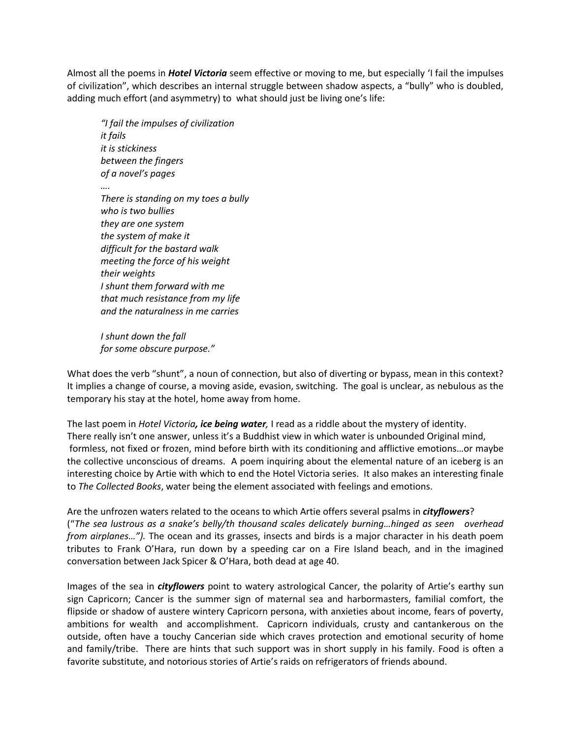Almost all the poems in ***Hotel Victoria*** seem effective or moving to me, but especially 'I fail the impulses of civilization", which describes an internal struggle between shadow aspects, a "bully" who is doubled, adding much effort (and asymmetry) to what should just be living one's life:

> *"I fail the impulses of civilization*
> *it fails*
> *it is stickiness*
> *between the fingers*
> *of a novel's pages*
> *….*
> *There is standing on my toes a bully*
> *who is two bullies*
> *they are one system*
> *the system of make it*
> *difficult for the bastard walk*
> *meeting the force of his weight*
> *their weights*
> *I shunt them forward with me*
> *that much resistance from my life*
> *and the naturalness in me carries*
>
> *I shunt down the fall*
> *for some obscure purpose."*

What does the verb "shunt", a noun of connection, but also of diverting or bypass, mean in this context? It implies a change of course, a moving aside, evasion, switching. The goal is unclear, as nebulous as the temporary his stay at the hotel, home away from home.

The last poem in *Hotel Victoria**, ice being water,*** I read as a riddle about the mystery of identity. There really isn't one answer, unless it's a Buddhist view in which water is unbounded Original mind, formless, not fixed or frozen, mind before birth with its conditioning and afflictive emotions…or maybe the collective unconscious of dreams. A poem inquiring about the elemental nature of an iceberg is an interesting choice by Artie with which to end the Hotel Victoria series. It also makes an interesting finale to *The Collected Books*, water being the element associated with feelings and emotions.

Are the unfrozen waters related to the oceans to which Artie offers several psalms in ***cityflowers***? ("*The sea lustrous as a snake's belly/th thousand scales delicately burning…hinged as seen overhead from airplanes…").* The ocean and its grasses, insects and birds is a major character in his death poem tributes to Frank O'Hara, run down by a speeding car on a Fire Island beach, and in the imagined conversation between Jack Spicer & O'Hara, both dead at age 40.

Images of the sea in ***cityflowers*** point to watery astrological Cancer, the polarity of Artie's earthy sun sign Capricorn; Cancer is the summer sign of maternal sea and harbormasters, familial comfort, the flipside or shadow of austere wintery Capricorn persona, with anxieties about income, fears of poverty, ambitions for wealth and accomplishment. Capricorn individuals, crusty and cantankerous on the outside, often have a touchy Cancerian side which craves protection and emotional security of home and family/tribe. There are hints that such support was in short supply in his family. Food is often a favorite substitute, and notorious stories of Artie's raids on refrigerators of friends abound.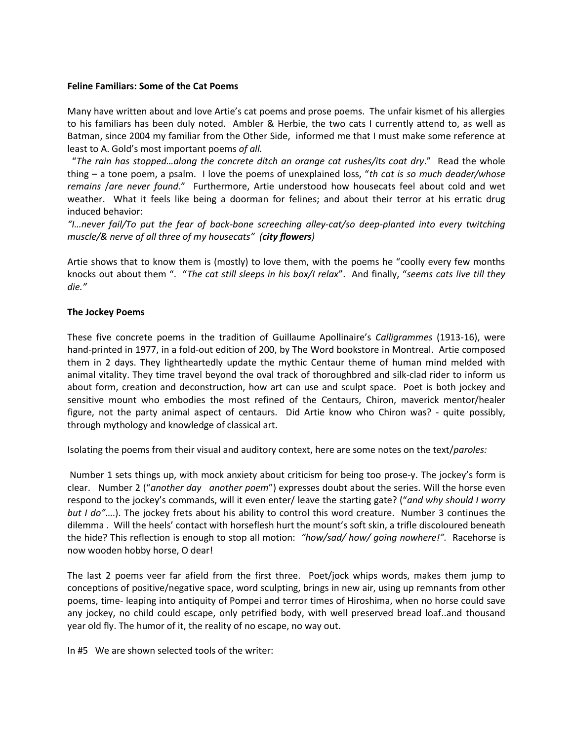**Feline Familiars: Some of the Cat Poems**

Many have written about and love Artie's cat poems and prose poems. The unfair kismet of his allergies to his familiars has been duly noted. Ambler & Herbie, the two cats I currently attend to, as well as Batman, since 2004 my familiar from the Other Side, informed me that I must make some reference at least to A. Gold's most important poems *of all.*

"*The rain has stopped…along the concrete ditch an orange cat rushes/its coat dry*." Read the whole thing – a tone poem, a psalm. I love the poems of unexplained loss, "*th cat is so much deader/whose remains /are never found*." Furthermore, Artie understood how housecats feel about cold and wet weather. What it feels like being a doorman for felines; and about their terror at his erratic drug induced behavior:

*"I…never fail/To put the fear of back-bone screeching alley-cat/so deep-planted into every twitching muscle/& nerve of all three of my housecats" (**city flowers**)*

Artie shows that to know them is (mostly) to love them, with the poems he "coolly every few months knocks out about them ". "*The cat still sleeps in his box/I relax*". And finally, "*seems cats live till they die."*

**The Jockey Poems**

These five concrete poems in the tradition of Guillaume Apollinaire's *Calligrammes* (1913-16), were hand-printed in 1977, in a fold-out edition of 200, by The Word bookstore in Montreal. Artie composed them in 2 days. They lightheartedly update the mythic Centaur theme of human mind melded with animal vitality. They time travel beyond the oval track of thoroughbred and silk-clad rider to inform us about form, creation and deconstruction, how art can use and sculpt space. Poet is both jockey and sensitive mount who embodies the most refined of the Centaurs, Chiron, maverick mentor/healer figure, not the party animal aspect of centaurs. Did Artie know who Chiron was? - quite possibly, through mythology and knowledge of classical art.

Isolating the poems from their visual and auditory context, here are some notes on the text/*paroles:*

Number 1 sets things up, with mock anxiety about criticism for being too prose-y. The jockey's form is clear. Number 2 ("*another day another poem*") expresses doubt about the series. Will the horse even respond to the jockey's commands, will it even enter/ leave the starting gate? ("*and why should I worry but I do"*….). The jockey frets about his ability to control this word creature. Number 3 continues the dilemma . Will the heels' contact with horseflesh hurt the mount's soft skin, a trifle discoloured beneath the hide? This reflection is enough to stop all motion: *"how/sad/ how/ going nowhere!"*. Racehorse is now wooden hobby horse, O dear!

The last 2 poems veer far afield from the first three. Poet/jock whips words, makes them jump to conceptions of positive/negative space, word sculpting, brings in new air, using up remnants from other poems, time- leaping into antiquity of Pompei and terror times of Hiroshima, when no horse could save any jockey, no child could escape, only petrified body, with well preserved bread loaf..and thousand year old fly. The humor of it, the reality of no escape, no way out.

In #5 We are shown selected tools of the writer: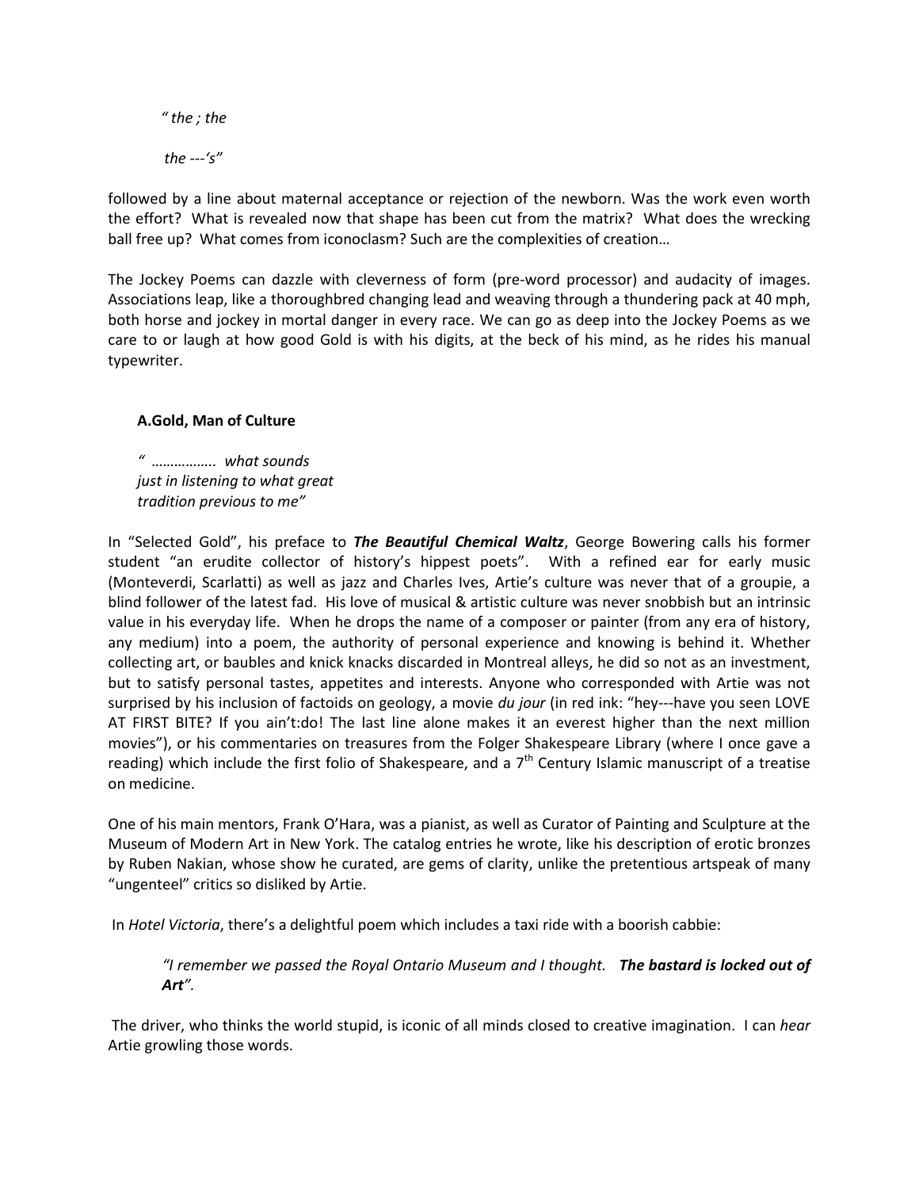*" the ; the*

*the ---'s"*

followed by a line about maternal acceptance or rejection of the newborn. Was the work even worth the effort? What is revealed now that shape has been cut from the matrix? What does the wrecking ball free up? What comes from iconoclasm? Such are the complexities of creation…

The Jockey Poems can dazzle with cleverness of form (pre-word processor) and audacity of images. Associations leap, like a thoroughbred changing lead and weaving through a thundering pack at 40 mph, both horse and jockey in mortal danger in every race. We can go as deep into the Jockey Poems as we care to or laugh at how good Gold is with his digits, at the beck of his mind, as he rides his manual typewriter.

### A.Gold, Man of Culture

*" …………….. what sounds*
*just in listening to what great*
*tradition previous to me"*

In "Selected Gold", his preface to ***The Beautiful Chemical Waltz***, George Bowering calls his former student "an erudite collector of history's hippest poets". With a refined ear for early music (Monteverdi, Scarlatti) as well as jazz and Charles Ives, Artie's culture was never that of a groupie, a blind follower of the latest fad. His love of musical & artistic culture was never snobbish but an intrinsic value in his everyday life. When he drops the name of a composer or painter (from any era of history, any medium) into a poem, the authority of personal experience and knowing is behind it. Whether collecting art, or baubles and knick knacks discarded in Montreal alleys, he did so not as an investment, but to satisfy personal tastes, appetites and interests. Anyone who corresponded with Artie was not surprised by his inclusion of factoids on geology, a movie *du jour* (in red ink: "hey---have you seen LOVE AT FIRST BITE? If you ain't:do! The last line alone makes it an everest higher than the next million movies"), or his commentaries on treasures from the Folger Shakespeare Library (where I once gave a reading) which include the first folio of Shakespeare, and a 7th Century Islamic manuscript of a treatise on medicine.

One of his main mentors, Frank O'Hara, was a pianist, as well as Curator of Painting and Sculpture at the Museum of Modern Art in New York. The catalog entries he wrote, like his description of erotic bronzes by Ruben Nakian, whose show he curated, are gems of clarity, unlike the pretentious artspeak of many "ungenteel" critics so disliked by Artie.

In *Hotel Victoria*, there's a delightful poem which includes a taxi ride with a boorish cabbie:

> *"I remember we passed the Royal Ontario Museum and I thought.* ***The bastard is locked out of Art****".*

The driver, who thinks the world stupid, is iconic of all minds closed to creative imagination. I can *hear* Artie growling those words.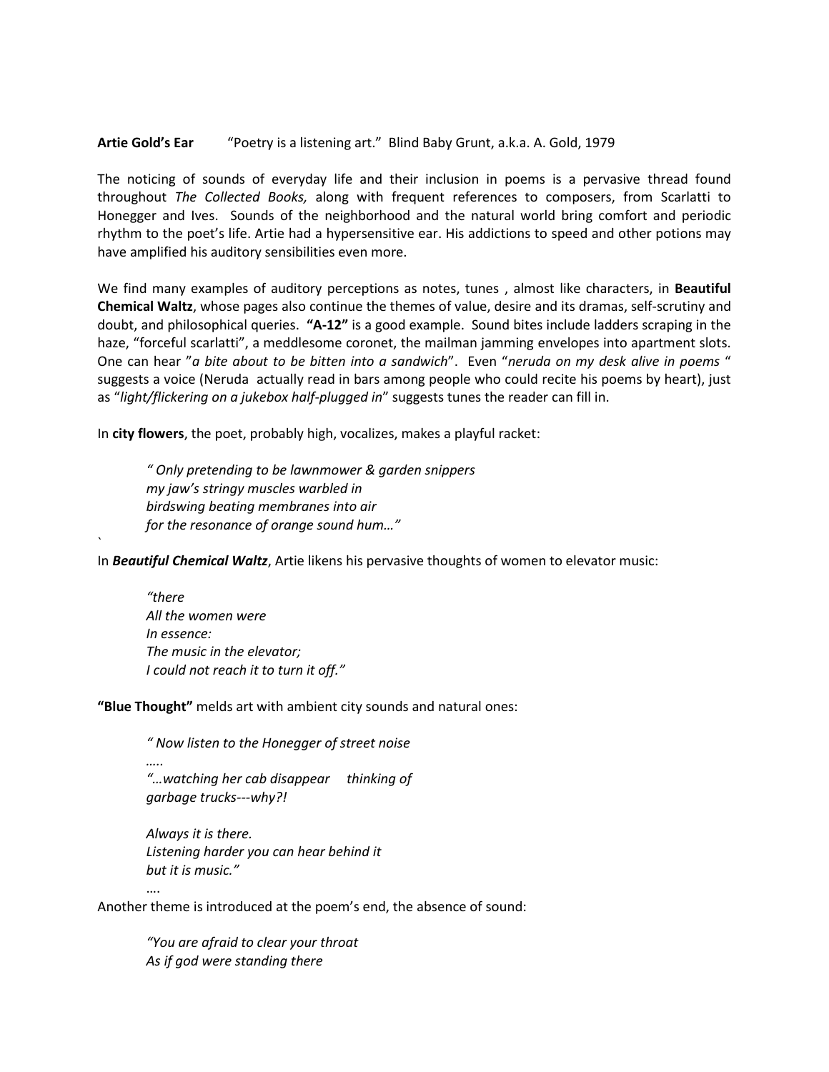**Artie Gold's Ear** "Poetry is a listening art." Blind Baby Grunt, a.k.a. A. Gold, 1979

The noticing of sounds of everyday life and their inclusion in poems is a pervasive thread found throughout *The Collected Books,* along with frequent references to composers, from Scarlatti to Honegger and Ives. Sounds of the neighborhood and the natural world bring comfort and periodic rhythm to the poet's life. Artie had a hypersensitive ear. His addictions to speed and other potions may have amplified his auditory sensibilities even more.

We find many examples of auditory perceptions as notes, tunes , almost like characters, in **Beautiful Chemical Waltz**, whose pages also continue the themes of value, desire and its dramas, self-scrutiny and doubt, and philosophical queries. **"A-12"** is a good example. Sound bites include ladders scraping in the haze, "forceful scarlatti", a meddlesome coronet, the mailman jamming envelopes into apartment slots. One can hear "*a bite about to be bitten into a sandwich*". Even "*neruda on my desk alive in poems* " suggests a voice (Neruda actually read in bars among people who could recite his poems by heart), just as "*light/flickering on a jukebox half-plugged in*" suggests tunes the reader can fill in.

In **city flowers**, the poet, probably high, vocalizes, makes a playful racket:

> *" Only pretending to be lawnmower & garden snippers*
> *my jaw's stringy muscles warbled in*
> *birdswing beating membranes into air*
> *for the resonance of orange sound hum…"*

`

In ***Beautiful Chemical Waltz***, Artie likens his pervasive thoughts of women to elevator music:

> *"there*
> *All the women were*
> *In essence:*
> *The music in the elevator;*
> *I could not reach it to turn it off."*

**"Blue Thought"** melds art with ambient city sounds and natural ones:

> *" Now listen to the Honegger of street noise*
> *…..*
> *"…watching her cab disappear thinking of*
> *garbage trucks---why?!*
>
> *Always it is there.*
> *Listening harder you can hear behind it*
> *but it is music."*
> ….

Another theme is introduced at the poem's end, the absence of sound:

> *"You are afraid to clear your throat*
> *As if god were standing there*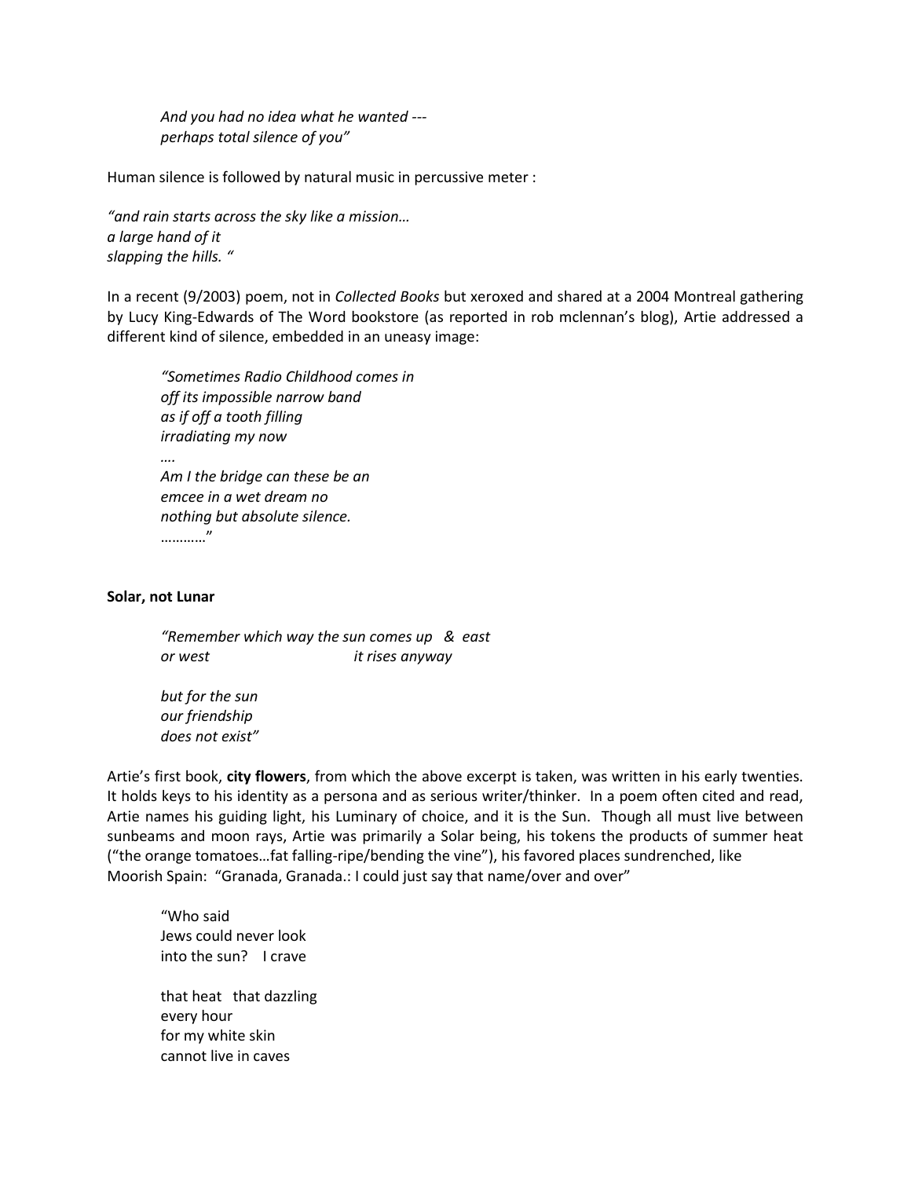*And you had no idea what he wanted ---*
*perhaps total silence of you"*

Human silence is followed by natural music in percussive meter :

*"and rain starts across the sky like a mission…*
*a large hand of it*
*slapping the hills. "*

In a recent (9/2003) poem, not in *Collected Books* but xeroxed and shared at a 2004 Montreal gathering by Lucy King-Edwards of The Word bookstore (as reported in rob mclennan's blog), Artie addressed a different kind of silence, embedded in an uneasy image:

*"Sometimes Radio Childhood comes in*
*off its impossible narrow band*
*as if off a tooth filling*
*irradiating my now*
*….*
*Am I the bridge can these be an*
*emcee in a wet dream no*
*nothing but absolute silence.*
*…………"*

**Solar, not Lunar**

*"Remember which way the sun comes up & east*
*or west it rises anyway*

*but for the sun*
*our friendship*
*does not exist"*

Artie's first book, **city flowers**, from which the above excerpt is taken, was written in his early twenties. It holds keys to his identity as a persona and as serious writer/thinker. In a poem often cited and read, Artie names his guiding light, his Luminary of choice, and it is the Sun. Though all must live between sunbeams and moon rays, Artie was primarily a Solar being, his tokens the products of summer heat ("the orange tomatoes…fat falling-ripe/bending the vine"), his favored places sundrenched, like Moorish Spain: "Granada, Granada.: I could just say that name/over and over"

"Who said
Jews could never look
into the sun? I crave

that heat that dazzling
every hour
for my white skin
cannot live in caves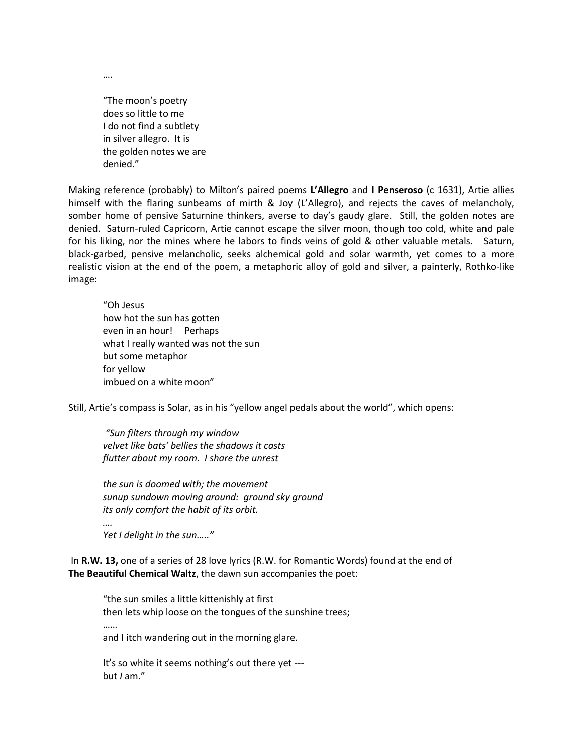….

> "The moon's poetry  
> does so little to me  
> I do not find a subtlety  
> in silver allegro. It is  
> the golden notes we are  
> denied."

Making reference (probably) to Milton's paired poems **L'Allegro** and **I Penseroso** (c 1631), Artie allies himself with the flaring sunbeams of mirth & Joy (L'Allegro), and rejects the caves of melancholy, somber home of pensive Saturnine thinkers, averse to day's gaudy glare. Still, the golden notes are denied. Saturn-ruled Capricorn, Artie cannot escape the silver moon, though too cold, white and pale for his liking, nor the mines where he labors to finds veins of gold & other valuable metals. Saturn, black-garbed, pensive melancholic, seeks alchemical gold and solar warmth, yet comes to a more realistic vision at the end of the poem, a metaphoric alloy of gold and silver, a painterly, Rothko-like image:

> "Oh Jesus  
> how hot the sun has gotten  
> even in an hour! Perhaps  
> what I really wanted was not the sun  
> but some metaphor  
> for yellow  
> imbued on a white moon"

Still, Artie's compass is Solar, as in his "yellow angel pedals about the world", which opens:

> *"Sun filters through my window*  
> *velvet like bats' bellies the shadows it casts*  
> *flutter about my room. I share the unrest*
>
> *the sun is doomed with; the movement*  
> *sunup sundown moving around: ground sky ground*  
> *its only comfort the habit of its orbit.*  
> *….*  
> *Yet I delight in the sun….."*

In **R.W. 13,** one of a series of 28 love lyrics (R.W. for Romantic Words) found at the end of **The Beautiful Chemical Waltz**, the dawn sun accompanies the poet:

> "the sun smiles a little kittenishly at first  
> then lets whip loose on the tongues of the sunshine trees;  
> ……  
> and I itch wandering out in the morning glare.
>
> It's so white it seems nothing's out there yet ---  
> but *I* am."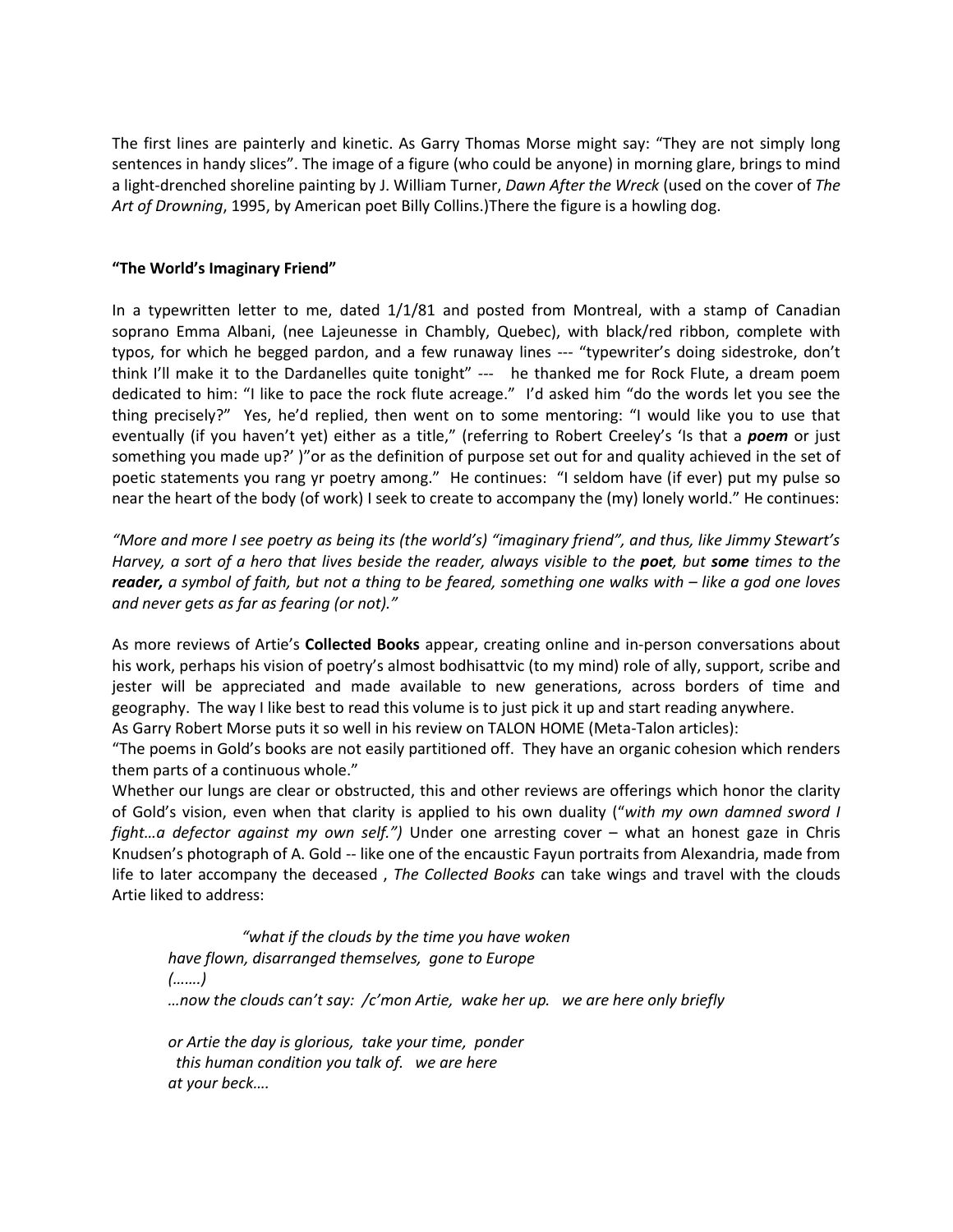The first lines are painterly and kinetic. As Garry Thomas Morse might say: "They are not simply long sentences in handy slices". The image of a figure (who could be anyone) in morning glare, brings to mind a light-drenched shoreline painting by J. William Turner, *Dawn After the Wreck* (used on the cover of *The Art of Drowning*, 1995, by American poet Billy Collins.)There the figure is a howling dog.

**"The World's Imaginary Friend"**

In a typewritten letter to me, dated 1/1/81 and posted from Montreal, with a stamp of Canadian soprano Emma Albani, (nee Lajeunesse in Chambly, Quebec), with black/red ribbon, complete with typos, for which he begged pardon, and a few runaway lines --- "typewriter's doing sidestroke, don't think I'll make it to the Dardanelles quite tonight" --- he thanked me for Rock Flute, a dream poem dedicated to him: "I like to pace the rock flute acreage." I'd asked him "do the words let you see the thing precisely?" Yes, he'd replied, then went on to some mentoring: "I would like you to use that eventually (if you haven't yet) either as a title," (referring to Robert Creeley's 'Is that a ***poem*** or just something you made up?' )"or as the definition of purpose set out for and quality achieved in the set of poetic statements you rang yr poetry among." He continues: "I seldom have (if ever) put my pulse so near the heart of the body (of work) I seek to create to accompany the (my) lonely world." He continues:

*"More and more I see poetry as being its (the world's) "imaginary friend", and thus, like Jimmy Stewart's Harvey, a sort of a hero that lives beside the reader, always visible to the* ***poet****, but* ***some*** *times to the* ***reader,*** *a symbol of faith, but not a thing to be feared, something one walks with – like a god one loves and never gets as far as fearing (or not)."*

As more reviews of Artie's **Collected Books** appear, creating online and in-person conversations about his work, perhaps his vision of poetry's almost bodhisattvic (to my mind) role of ally, support, scribe and jester will be appreciated and made available to new generations, across borders of time and geography. The way I like best to read this volume is to just pick it up and start reading anywhere.
As Garry Robert Morse puts it so well in his review on TALON HOME (Meta-Talon articles):
"The poems in Gold's books are not easily partitioned off. They have an organic cohesion which renders them parts of a continuous whole."
Whether our lungs are clear or obstructed, this and other reviews are offerings which honor the clarity of Gold's vision, even when that clarity is applied to his own duality ("*with my own damned sword I fight…a defector against my own self.")* Under one arresting cover – what an honest gaze in Chris Knudsen's photograph of A. Gold -- like one of the encaustic Fayun portraits from Alexandria, made from life to later accompany the deceased , *The Collected Books c*an take wings and travel with the clouds Artie liked to address:

> *"what if the clouds by the time you have woken*
> *have flown, disarranged themselves, gone to Europe*
> *(…….)*
> *…now the clouds can't say: /c'mon Artie, wake her up. we are here only briefly*
>
> *or Artie the day is glorious, take your time, ponder*
> *this human condition you talk of. we are here*
> *at your beck….*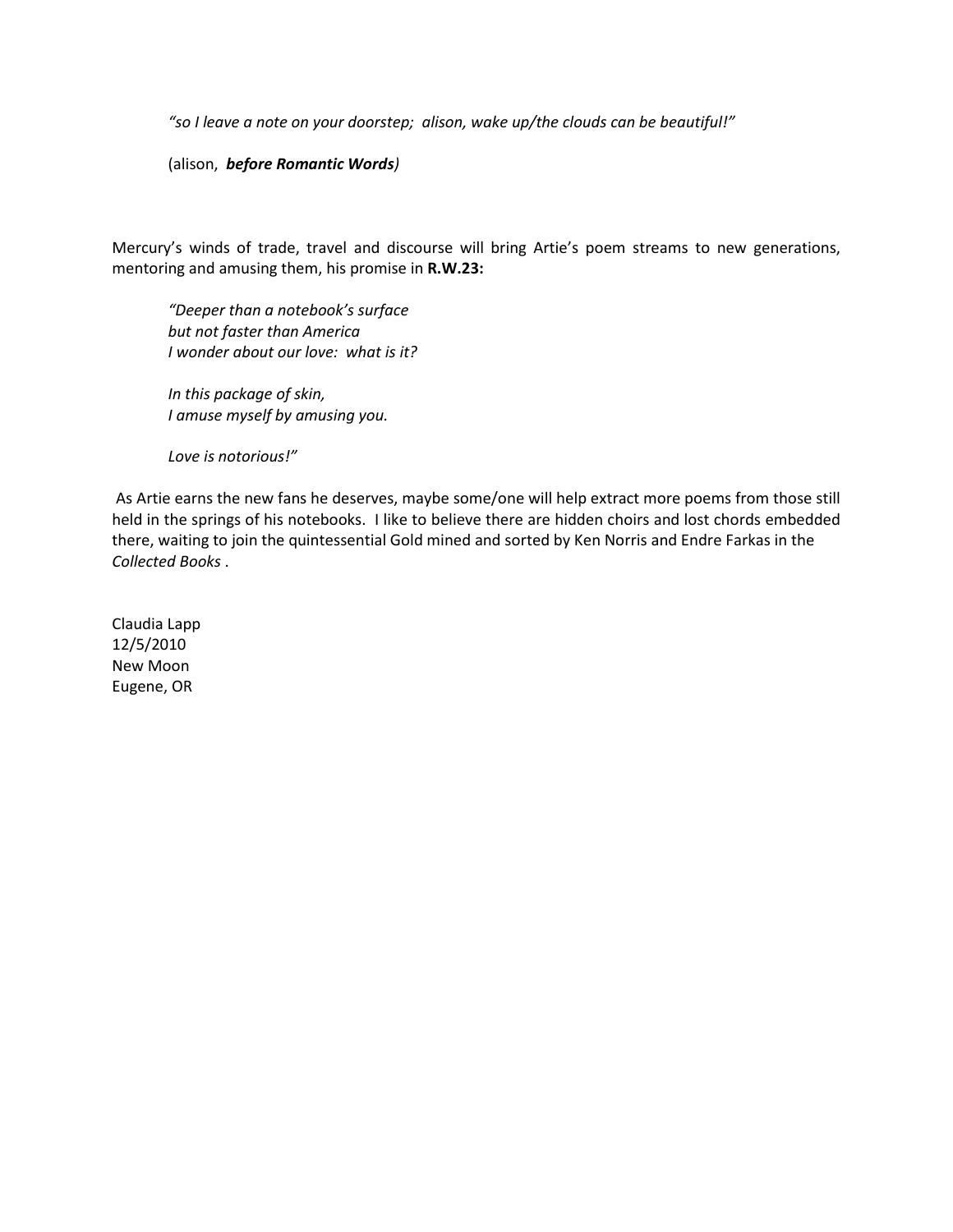*"so I leave a note on your doorstep; alison, wake up/the clouds can be beautiful!"*

(alison, ***before Romantic Words***)

Mercury's winds of trade, travel and discourse will bring Artie's poem streams to new generations, mentoring and amusing them, his promise in **R.W.23:**

*"Deeper than a notebook's surface*
*but not faster than America*
*I wonder about our love: what is it?*

*In this package of skin,*
*I amuse myself by amusing you.*

*Love is notorious!"*

As Artie earns the new fans he deserves, maybe some/one will help extract more poems from those still held in the springs of his notebooks. I like to believe there are hidden choirs and lost chords embedded there, waiting to join the quintessential Gold mined and sorted by Ken Norris and Endre Farkas in the *Collected Books* .

Claudia Lapp
12/5/2010
New Moon
Eugene, OR